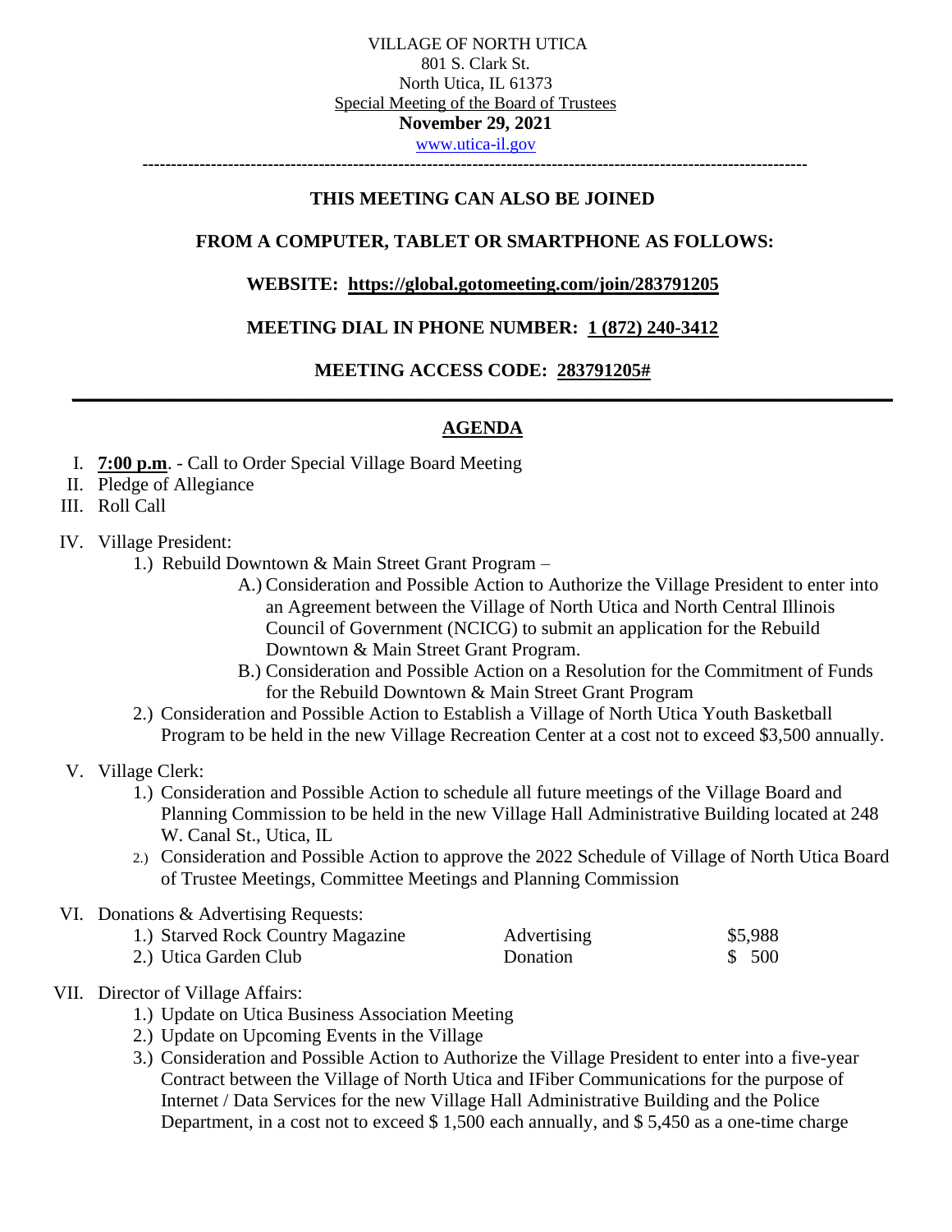VILLAGE OF NORTH UTICA
801 S. Clark St.
North Utica, IL 61373
Special Meeting of the Board of Trustees
**November 29, 2021**
www.utica-il.gov

---

**THIS MEETING CAN ALSO BE JOINED**

**FROM A COMPUTER, TABLET OR SMARTPHONE AS FOLLOWS:**

**WEBSITE: https://global.gotomeeting.com/join/283791205**

**MEETING DIAL IN PHONE NUMBER: 1 (872) 240-3412**

**MEETING ACCESS CODE: 283791205#**

---

## AGENDA

I. **7:00 p.m**. - Call to Order Special Village Board Meeting

II. Pledge of Allegiance

III. Roll Call

IV. Village President:

1.) Rebuild Downtown & Main Street Grant Program –

A.) Consideration and Possible Action to Authorize the Village President to enter into an Agreement between the Village of North Utica and North Central Illinois Council of Government (NCICG) to submit an application for the Rebuild Downtown & Main Street Grant Program.

B.) Consideration and Possible Action on a Resolution for the Commitment of Funds for the Rebuild Downtown & Main Street Grant Program

2.) Consideration and Possible Action to Establish a Village of North Utica Youth Basketball Program to be held in the new Village Recreation Center at a cost not to exceed $3,500 annually.

V. Village Clerk:

1.) Consideration and Possible Action to schedule all future meetings of the Village Board and Planning Commission to be held in the new Village Hall Administrative Building located at 248 W. Canal St., Utica, IL

2.) Consideration and Possible Action to approve the 2022 Schedule of Village of North Utica Board of Trustee Meetings, Committee Meetings and Planning Commission

VI. Donations & Advertising Requests:

| | | |
|---|---|---|
| 1.) Starved Rock Country Magazine | Advertising | $5,988 |
| 2.) Utica Garden Club | Donation | $ 500 |

VII. Director of Village Affairs:

1.) Update on Utica Business Association Meeting

2.) Update on Upcoming Events in the Village

3.) Consideration and Possible Action to Authorize the Village President to enter into a five-year Contract between the Village of North Utica and IFiber Communications for the purpose of Internet / Data Services for the new Village Hall Administrative Building and the Police Department, in a cost not to exceed $ 1,500 each annually, and $ 5,450 as a one-time charge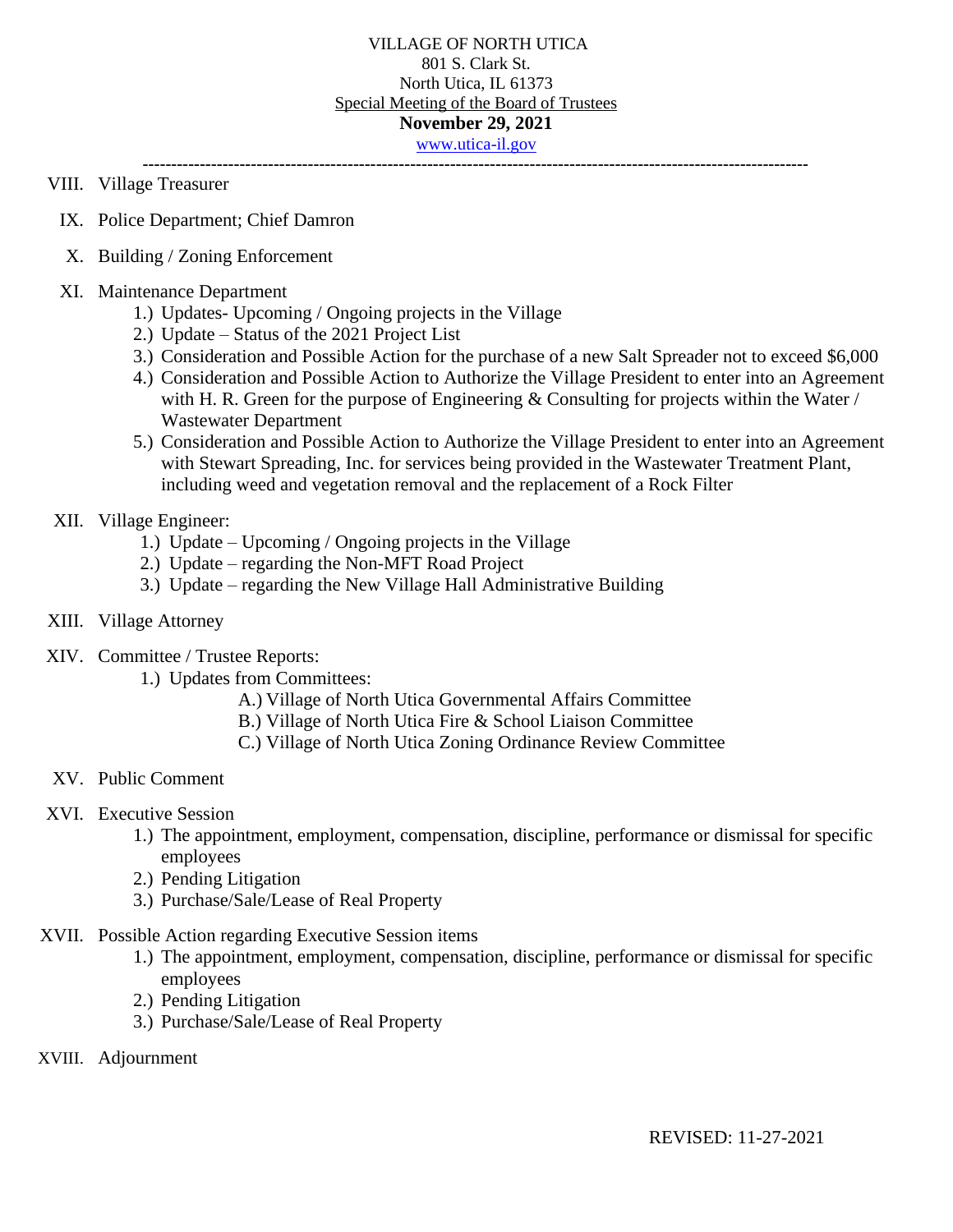VILLAGE OF NORTH UTICA
801 S. Clark St.
North Utica, IL 61373
Special Meeting of the Board of Trustees
**November 29, 2021**
www.utica-il.gov

---

VIII. Village Treasurer

IX. Police Department; Chief Damron

X. Building / Zoning Enforcement

XI. Maintenance Department
   1.) Updates- Upcoming / Ongoing projects in the Village
   2.) Update – Status of the 2021 Project List
   3.) Consideration and Possible Action for the purchase of a new Salt Spreader not to exceed $6,000
   4.) Consideration and Possible Action to Authorize the Village President to enter into an Agreement with H. R. Green for the purpose of Engineering & Consulting for projects within the Water / Wastewater Department
   5.) Consideration and Possible Action to Authorize the Village President to enter into an Agreement with Stewart Spreading, Inc. for services being provided in the Wastewater Treatment Plant, including weed and vegetation removal and the replacement of a Rock Filter

XII. Village Engineer:
   1.) Update – Upcoming / Ongoing projects in the Village
   2.) Update – regarding the Non-MFT Road Project
   3.) Update – regarding the New Village Hall Administrative Building

XIII. Village Attorney

XIV. Committee / Trustee Reports:
   1.) Updates from Committees:
      A.) Village of North Utica Governmental Affairs Committee
      B.) Village of North Utica Fire & School Liaison Committee
      C.) Village of North Utica Zoning Ordinance Review Committee

XV. Public Comment

XVI. Executive Session
   1.) The appointment, employment, compensation, discipline, performance or dismissal for specific employees
   2.) Pending Litigation
   3.) Purchase/Sale/Lease of Real Property

XVII. Possible Action regarding Executive Session items
   1.) The appointment, employment, compensation, discipline, performance or dismissal for specific employees
   2.) Pending Litigation
   3.) Purchase/Sale/Lease of Real Property

XVIII. Adjournment

REVISED: 11-27-2021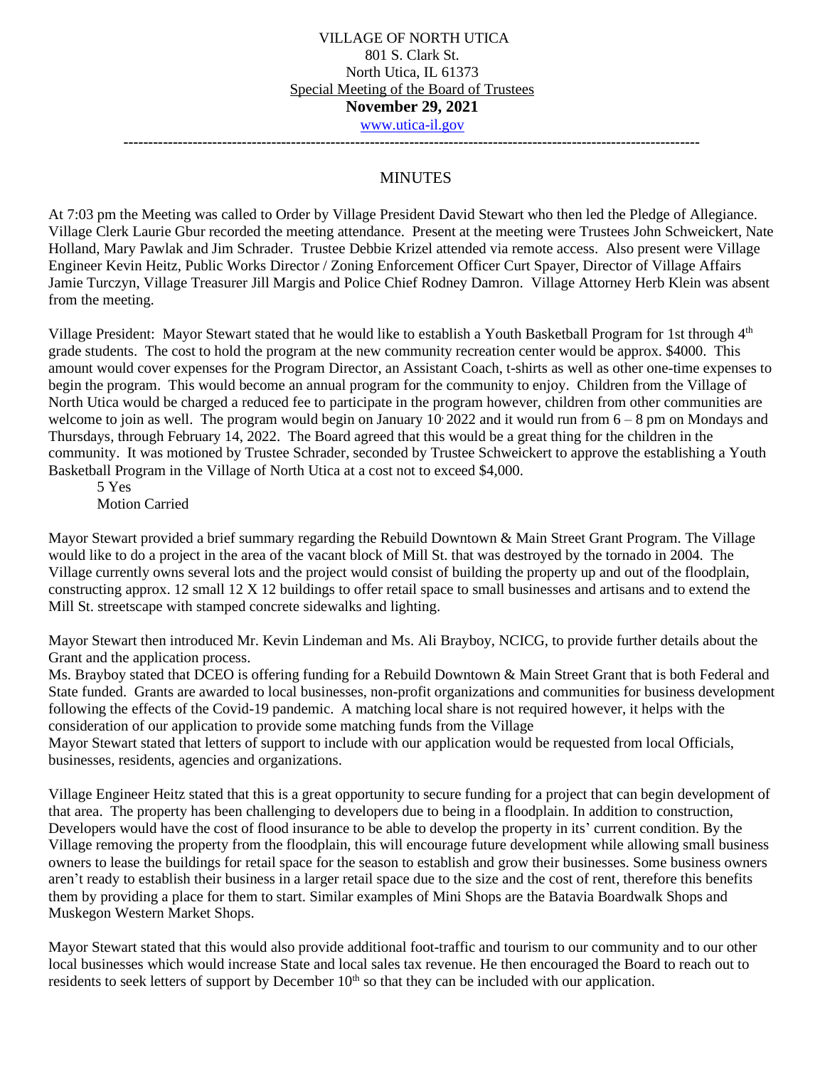VILLAGE OF NORTH UTICA
801 S. Clark St.
North Utica, IL 61373
Special Meeting of the Board of Trustees
**November 29, 2021**
www.utica-il.gov

---

MINUTES

At 7:03 pm the Meeting was called to Order by Village President David Stewart who then led the Pledge of Allegiance. Village Clerk Laurie Gbur recorded the meeting attendance. Present at the meeting were Trustees John Schweickert, Nate Holland, Mary Pawlak and Jim Schrader. Trustee Debbie Krizel attended via remote access. Also present were Village Engineer Kevin Heitz, Public Works Director / Zoning Enforcement Officer Curt Spayer, Director of Village Affairs Jamie Turczyn, Village Treasurer Jill Margis and Police Chief Rodney Damron. Village Attorney Herb Klein was absent from the meeting.

Village President: Mayor Stewart stated that he would like to establish a Youth Basketball Program for 1st through 4th grade students. The cost to hold the program at the new community recreation center would be approx. $4000. This amount would cover expenses for the Program Director, an Assistant Coach, t-shirts as well as other one-time expenses to begin the program. This would become an annual program for the community to enjoy. Children from the Village of North Utica would be charged a reduced fee to participate in the program however, children from other communities are welcome to join as well. The program would begin on January 10, 2022 and it would run from 6 – 8 pm on Mondays and Thursdays, through February 14, 2022. The Board agreed that this would be a great thing for the children in the community. It was motioned by Trustee Schrader, seconded by Trustee Schweickert to approve the establishing a Youth Basketball Program in the Village of North Utica at a cost not to exceed $4,000.

5 Yes
Motion Carried

Mayor Stewart provided a brief summary regarding the Rebuild Downtown & Main Street Grant Program. The Village would like to do a project in the area of the vacant block of Mill St. that was destroyed by the tornado in 2004. The Village currently owns several lots and the project would consist of building the property up and out of the floodplain, constructing approx. 12 small 12 X 12 buildings to offer retail space to small businesses and artisans and to extend the Mill St. streetscape with stamped concrete sidewalks and lighting.

Mayor Stewart then introduced Mr. Kevin Lindeman and Ms. Ali Brayboy, NCICG, to provide further details about the Grant and the application process.

Ms. Brayboy stated that DCEO is offering funding for a Rebuild Downtown & Main Street Grant that is both Federal and State funded. Grants are awarded to local businesses, non-profit organizations and communities for business development following the effects of the Covid-19 pandemic. A matching local share is not required however, it helps with the consideration of our application to provide some matching funds from the Village

Mayor Stewart stated that letters of support to include with our application would be requested from local Officials, businesses, residents, agencies and organizations.

Village Engineer Heitz stated that this is a great opportunity to secure funding for a project that can begin development of that area. The property has been challenging to developers due to being in a floodplain. In addition to construction, Developers would have the cost of flood insurance to be able to develop the property in its' current condition. By the Village removing the property from the floodplain, this will encourage future development while allowing small business owners to lease the buildings for retail space for the season to establish and grow their businesses. Some business owners aren't ready to establish their business in a larger retail space due to the size and the cost of rent, therefore this benefits them by providing a place for them to start. Similar examples of Mini Shops are the Batavia Boardwalk Shops and Muskegon Western Market Shops.

Mayor Stewart stated that this would also provide additional foot-traffic and tourism to our community and to our other local businesses which would increase State and local sales tax revenue. He then encouraged the Board to reach out to residents to seek letters of support by December 10th so that they can be included with our application.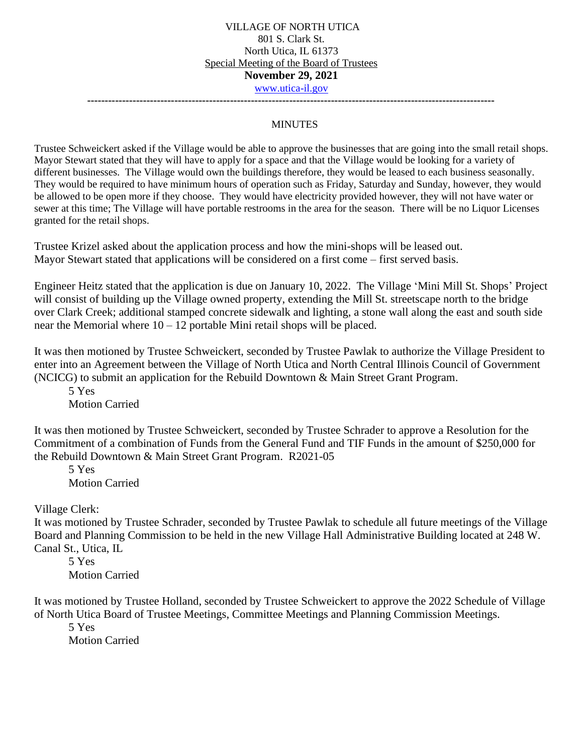VILLAGE OF NORTH UTICA
801 S. Clark St.
North Utica, IL 61373
Special Meeting of the Board of Trustees
**November 29, 2021**
www.utica-il.gov

---

MINUTES

Trustee Schweickert asked if the Village would be able to approve the businesses that are going into the small retail shops. Mayor Stewart stated that they will have to apply for a space and that the Village would be looking for a variety of different businesses. The Village would own the buildings therefore, they would be leased to each business seasonally. They would be required to have minimum hours of operation such as Friday, Saturday and Sunday, however, they would be allowed to be open more if they choose. They would have electricity provided however, they will not have water or sewer at this time; The Village will have portable restrooms in the area for the season. There will be no Liquor Licenses granted for the retail shops.

Trustee Krizel asked about the application process and how the mini-shops will be leased out. Mayor Stewart stated that applications will be considered on a first come – first served basis.

Engineer Heitz stated that the application is due on January 10, 2022. The Village 'Mini Mill St. Shops' Project will consist of building up the Village owned property, extending the Mill St. streetscape north to the bridge over Clark Creek; additional stamped concrete sidewalk and lighting, a stone wall along the east and south side near the Memorial where 10 – 12 portable Mini retail shops will be placed.

It was then motioned by Trustee Schweickert, seconded by Trustee Pawlak to authorize the Village President to enter into an Agreement between the Village of North Utica and North Central Illinois Council of Government (NCICG) to submit an application for the Rebuild Downtown & Main Street Grant Program.

5 Yes
Motion Carried

It was then motioned by Trustee Schweickert, seconded by Trustee Schrader to approve a Resolution for the Commitment of a combination of Funds from the General Fund and TIF Funds in the amount of $250,000 for the Rebuild Downtown & Main Street Grant Program. R2021-05

5 Yes
Motion Carried

Village Clerk:
It was motioned by Trustee Schrader, seconded by Trustee Pawlak to schedule all future meetings of the Village Board and Planning Commission to be held in the new Village Hall Administrative Building located at 248 W. Canal St., Utica, IL

5 Yes
Motion Carried

It was motioned by Trustee Holland, seconded by Trustee Schweickert to approve the 2022 Schedule of Village of North Utica Board of Trustee Meetings, Committee Meetings and Planning Commission Meetings.

5 Yes
Motion Carried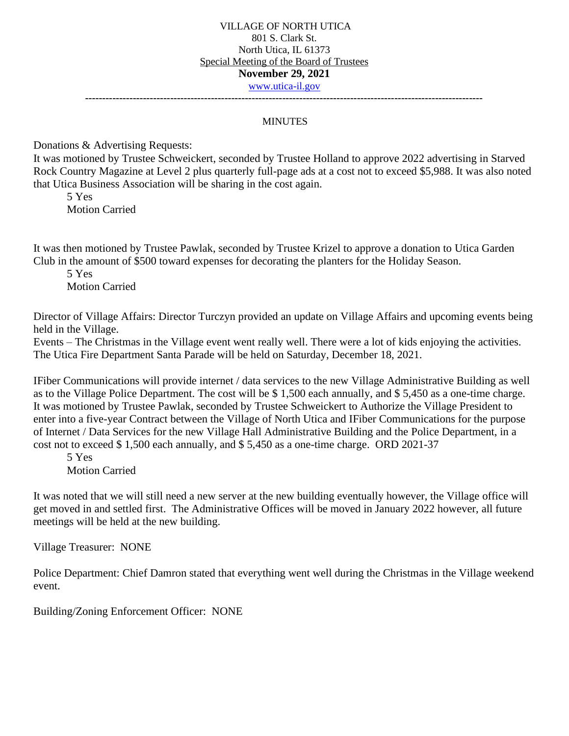VILLAGE OF NORTH UTICA
801 S. Clark St.
North Utica, IL 61373
Special Meeting of the Board of Trustees
**November 29, 2021**
www.utica-il.gov

---

MINUTES

Donations & Advertising Requests:
It was motioned by Trustee Schweickert, seconded by Trustee Holland to approve 2022 advertising in Starved Rock Country Magazine at Level 2 plus quarterly full-page ads at a cost not to exceed $5,988. It was also noted that Utica Business Association will be sharing in the cost again.

5 Yes
Motion Carried

It was then motioned by Trustee Pawlak, seconded by Trustee Krizel to approve a donation to Utica Garden Club in the amount of $500 toward expenses for decorating the planters for the Holiday Season.

5 Yes
Motion Carried

Director of Village Affairs: Director Turczyn provided an update on Village Affairs and upcoming events being held in the Village.
Events – The Christmas in the Village event went really well. There were a lot of kids enjoying the activities. The Utica Fire Department Santa Parade will be held on Saturday, December 18, 2021.

IFiber Communications will provide internet / data services to the new Village Administrative Building as well as to the Village Police Department. The cost will be $ 1,500 each annually, and $ 5,450 as a one-time charge. It was motioned by Trustee Pawlak, seconded by Trustee Schweickert to Authorize the Village President to enter into a five-year Contract between the Village of North Utica and IFiber Communications for the purpose of Internet / Data Services for the new Village Hall Administrative Building and the Police Department, in a cost not to exceed $ 1,500 each annually, and $ 5,450 as a one-time charge. ORD 2021-37

5 Yes
Motion Carried

It was noted that we will still need a new server at the new building eventually however, the Village office will get moved in and settled first. The Administrative Offices will be moved in January 2022 however, all future meetings will be held at the new building.

Village Treasurer: NONE

Police Department: Chief Damron stated that everything went well during the Christmas in the Village weekend event.

Building/Zoning Enforcement Officer: NONE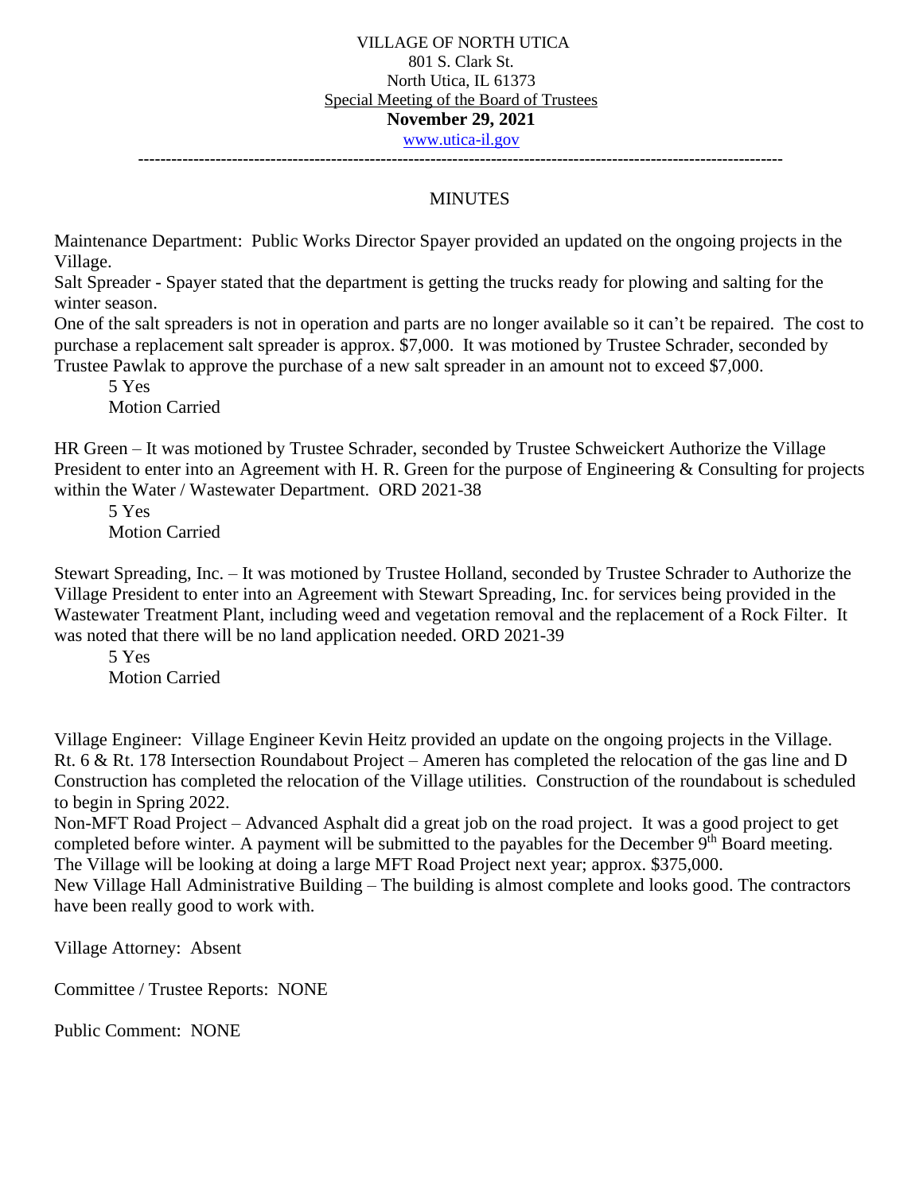VILLAGE OF NORTH UTICA
801 S. Clark St.
North Utica, IL 61373
Special Meeting of the Board of Trustees
**November 29, 2021**
www.utica-il.gov

---

MINUTES

Maintenance Department: Public Works Director Spayer provided an updated on the ongoing projects in the Village.
Salt Spreader - Spayer stated that the department is getting the trucks ready for plowing and salting for the winter season.
One of the salt spreaders is not in operation and parts are no longer available so it can't be repaired. The cost to purchase a replacement salt spreader is approx. $7,000. It was motioned by Trustee Schrader, seconded by Trustee Pawlak to approve the purchase of a new salt spreader in an amount not to exceed $7,000.

5 Yes
Motion Carried

HR Green – It was motioned by Trustee Schrader, seconded by Trustee Schweickert Authorize the Village President to enter into an Agreement with H. R. Green for the purpose of Engineering & Consulting for projects within the Water / Wastewater Department. ORD 2021-38

5 Yes
Motion Carried

Stewart Spreading, Inc. – It was motioned by Trustee Holland, seconded by Trustee Schrader to Authorize the Village President to enter into an Agreement with Stewart Spreading, Inc. for services being provided in the Wastewater Treatment Plant, including weed and vegetation removal and the replacement of a Rock Filter. It was noted that there will be no land application needed. ORD 2021-39

5 Yes
Motion Carried

Village Engineer: Village Engineer Kevin Heitz provided an update on the ongoing projects in the Village.
Rt. 6 & Rt. 178 Intersection Roundabout Project – Ameren has completed the relocation of the gas line and D Construction has completed the relocation of the Village utilities. Construction of the roundabout is scheduled to begin in Spring 2022.
Non-MFT Road Project – Advanced Asphalt did a great job on the road project. It was a good project to get completed before winter. A payment will be submitted to the payables for the December 9th Board meeting. The Village will be looking at doing a large MFT Road Project next year; approx. $375,000.
New Village Hall Administrative Building – The building is almost complete and looks good. The contractors have been really good to work with.

Village Attorney: Absent

Committee / Trustee Reports: NONE

Public Comment: NONE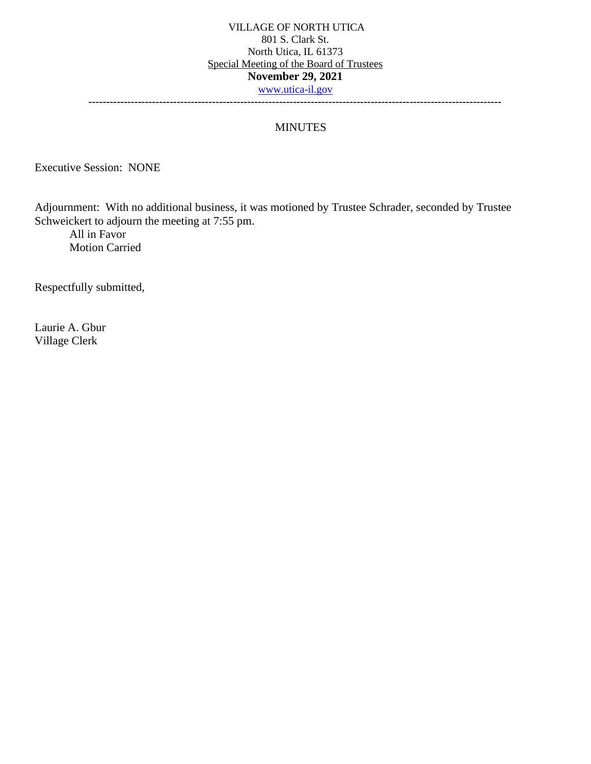VILLAGE OF NORTH UTICA
801 S. Clark St.
North Utica, IL 61373
Special Meeting of the Board of Trustees
**November 29, 2021**
www.utica-il.gov

---

MINUTES

Executive Session: NONE

Adjournment: With no additional business, it was motioned by Trustee Schrader, seconded by Trustee Schweickert to adjourn the meeting at 7:55 pm.

All in Favor
Motion Carried

Respectfully submitted,

Laurie A. Gbur
Village Clerk